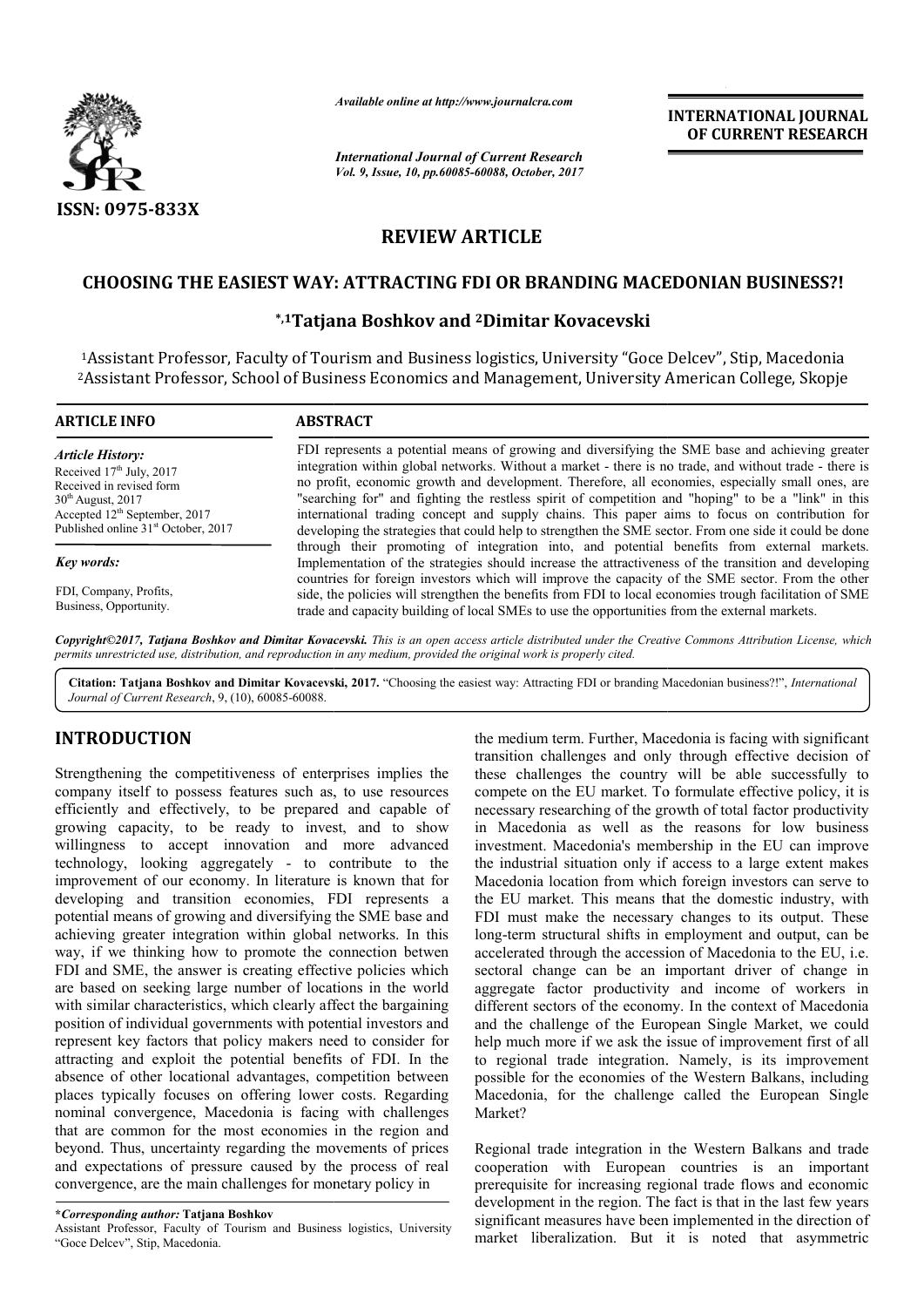ISSN: 0975-833X

*Available online at http://www.journalcra.com*

*International Journal of Current Research*
*Vol. 9, Issue, 10, pp.60085-60088, October, 2017*

**INTERNATIONAL JOURNAL OF CURRENT RESEARCH**

## REVIEW ARTICLE

# CHOOSING THE EASIEST WAY: ATTRACTING FDI OR BRANDING MACEDONIAN BUSINESS?!

**\*,[1]Tatjana Boshkov and [2]Dimitar Kovacevski**

[1]Assistant Professor, Faculty of Tourism and Business logistics, University "Goce Delcev", Stip, Macedonia
[2]Assistant Professor, School of Business Economics and Management, University American College, Skopje

**ARTICLE INFO**

*Article History:*
Received 17th July, 2017
Received in revised form
30th August, 2017
Accepted 12th September, 2017
Published online 31st October, 2017

*Key words:*
FDI, Company, Profits, Business, Opportunity.

**ABSTRACT**

FDI represents a potential means of growing and diversifying the SME base and achieving greater integration within global networks. Without a market - there is no trade, and without trade - there is no profit, economic growth and development. Therefore, all economies, especially small ones, are "searching for" and fighting the restless spirit of competition and "hoping" to be a "link" in this international trading concept and supply chains. This paper aims to focus on contribution for developing the strategies that could help to strengthen the SME sector. From one side it could be done through their promoting of integration into, and potential benefits from external markets. Implementation of the strategies should increase the attractiveness of the transition and developing countries for foreign investors which will improve the capacity of the SME sector. From the other side, the policies will strengthen the benefits from FDI to local economies trough facilitation of SME trade and capacity building of local SMEs to use the opportunities from the external markets.

*Copyright©2017, Tatjana Boshkov and Dimitar Kovacevski. This is an open access article distributed under the Creative Commons Attribution License, which permits unrestricted use, distribution, and reproduction in any medium, provided the original work is properly cited.*

**Citation: Tatjana Boshkov and Dimitar Kovacevski, 2017.** "Choosing the easiest way: Attracting FDI or branding Macedonian business?!", *International Journal of Current Research*, 9, (10), 60085-60088.

## INTRODUCTION

Strengthening the competitiveness of enterprises implies the company itself to possess features such as, to use resources efficiently and effectively, to be prepared and capable of growing capacity, to be ready to invest, and to show willingness to accept innovation and more advanced technology, looking aggregately - to contribute to the improvement of our economy. In literature is known that for developing and transition economies, FDI represents a potential means of growing and diversifying the SME base and achieving greater integration within global networks. In this way, if we thinking how to promote the connection betwen FDI and SME, the answer is creating effective policies which are based on seeking large number of locations in the world with similar characteristics, which clearly affect the bargaining position of individual governments with potential investors and represent key factors that policy makers need to consider for attracting and exploit the potential benefits of FDI. In the absence of other locational advantages, competition between places typically focuses on offering lower costs. Regarding nominal convergence, Macedonia is facing with challenges that are common for the most economies in the region and beyond. Thus, uncertainty regarding the movements of prices and expectations of pressure caused by the process of real convergence, are the main challenges for monetary policy in the medium term. Further, Macedonia is facing with significant transition challenges and only through effective decision of these challenges the country will be able successfully to compete on the EU market. To formulate effective policy, it is necessary researching of the growth of total factor productivity in Macedonia as well as the reasons for low business investment. Macedonia's membership in the EU can improve the industrial situation only if access to a large extent makes Macedonia location from which foreign investors can serve to the EU market. This means that the domestic industry, with FDI must make the necessary changes to its output. These long-term structural shifts in employment and output, can be accelerated through the accession of Macedonia to the EU, i.e. sectoral change can be an important driver of change in aggregate factor productivity and income of workers in different sectors of the economy. In the context of Macedonia and the challenge of the European Single Market, we could help much more if we ask the issue of improvement first of all to regional trade integration. Namely, is its improvement possible for the economies of the Western Balkans, including Macedonia, for the challenge called the European Single Market?

Regional trade integration in the Western Balkans and trade cooperation with European countries is an important prerequisite for increasing regional trade flows and economic development in the region. The fact is that in the last few years significant measures have been implemented in the direction of market liberalization. But it is noted that asymmetric

**\*Corresponding author:** **Tatjana Boshkov**
Assistant Professor, Faculty of Tourism and Business logistics, University "Goce Delcev", Stip, Macedonia.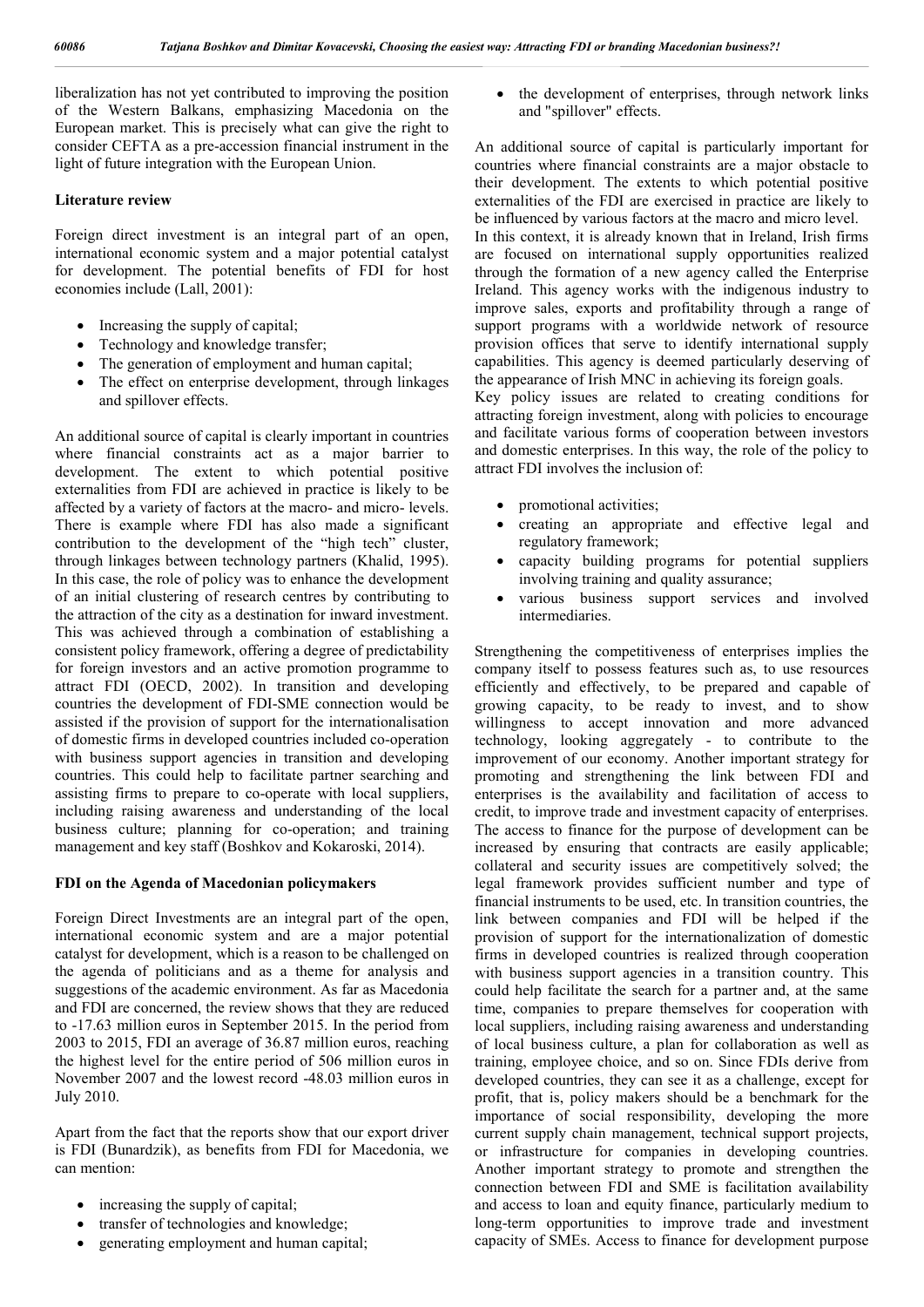liberalization has not yet contributed to improving the position of the Western Balkans, emphasizing Macedonia on the European market. This is precisely what can give the right to consider CEFTA as a pre-accession financial instrument in the light of future integration with the European Union.

## Literature review

Foreign direct investment is an integral part of an open, international economic system and a major potential catalyst for development. The potential benefits of FDI for host economies include (Lall, 2001):

- Increasing the supply of capital;
- Technology and knowledge transfer;
- The generation of employment and human capital;
- The effect on enterprise development, through linkages and spillover effects.

An additional source of capital is clearly important in countries where financial constraints act as a major barrier to development. The extent to which potential positive externalities from FDI are achieved in practice is likely to be affected by a variety of factors at the macro- and micro- levels. There is example where FDI has also made a significant contribution to the development of the "high tech" cluster, through linkages between technology partners (Khalid, 1995). In this case, the role of policy was to enhance the development of an initial clustering of research centres by contributing to the attraction of the city as a destination for inward investment. This was achieved through a combination of establishing a consistent policy framework, offering a degree of predictability for foreign investors and an active promotion programme to attract FDI (OECD, 2002). In transition and developing countries the development of FDI-SME connection would be assisted if the provision of support for the internationalisation of domestic firms in developed countries included co-operation with business support agencies in transition and developing countries. This could help to facilitate partner searching and assisting firms to prepare to co-operate with local suppliers, including raising awareness and understanding of the local business culture; planning for co-operation; and training management and key staff (Boshkov and Kokaroski, 2014).

## FDI on the Agenda of Macedonian policymakers

Foreign Direct Investments are an integral part of the open, international economic system and are a major potential catalyst for development, which is a reason to be challenged on the agenda of politicians and as a theme for analysis and suggestions of the academic environment. As far as Macedonia and FDI are concerned, the review shows that they are reduced to -17.63 million euros in September 2015. In the period from 2003 to 2015, FDI an average of 36.87 million euros, reaching the highest level for the entire period of 506 million euros in November 2007 and the lowest record -48.03 million euros in July 2010.

Apart from the fact that the reports show that our export driver is FDI (Bunardzik), as benefits from FDI for Macedonia, we can mention:

- increasing the supply of capital;
- transfer of technologies and knowledge;
- generating employment and human capital;
- the development of enterprises, through network links and "spillover" effects.

An additional source of capital is particularly important for countries where financial constraints are a major obstacle to their development. The extents to which potential positive externalities of the FDI are exercised in practice are likely to be influenced by various factors at the macro and micro level.

In this context, it is already known that in Ireland, Irish firms are focused on international supply opportunities realized through the formation of a new agency called the Enterprise Ireland. This agency works with the indigenous industry to improve sales, exports and profitability through a range of support programs with a worldwide network of resource provision offices that serve to identify international supply capabilities. This agency is deemed particularly deserving of the appearance of Irish MNC in achieving its foreign goals.

Key policy issues are related to creating conditions for attracting foreign investment, along with policies to encourage and facilitate various forms of cooperation between investors and domestic enterprises. In this way, the role of the policy to attract FDI involves the inclusion of:

- promotional activities;
- creating an appropriate and effective legal and regulatory framework;
- capacity building programs for potential suppliers involving training and quality assurance;
- various business support services and involved intermediaries.

Strengthening the competitiveness of enterprises implies the company itself to possess features such as, to use resources efficiently and effectively, to be prepared and capable of growing capacity, to be ready to invest, and to show willingness to accept innovation and more advanced technology, looking aggregately - to contribute to the improvement of our economy. Another important strategy for promoting and strengthening the link between FDI and enterprises is the availability and facilitation of access to credit, to improve trade and investment capacity of enterprises. The access to finance for the purpose of development can be increased by ensuring that contracts are easily applicable; collateral and security issues are competitively solved; the legal framework provides sufficient number and type of financial instruments to be used, etc. In transition countries, the link between companies and FDI will be helped if the provision of support for the internationalization of domestic firms in developed countries is realized through cooperation with business support agencies in a transition country. This could help facilitate the search for a partner and, at the same time, companies to prepare themselves for cooperation with local suppliers, including raising awareness and understanding of local business culture, a plan for collaboration as well as training, employee choice, and so on. Since FDIs derive from developed countries, they can see it as a challenge, except for profit, that is, policy makers should be a benchmark for the importance of social responsibility, developing the more current supply chain management, technical support projects, or infrastructure for companies in developing countries. Another important strategy to promote and strengthen the connection between FDI and SME is facilitation availability and access to loan and equity finance, particularly medium to long-term opportunities to improve trade and investment capacity of SMEs. Access to finance for development purpose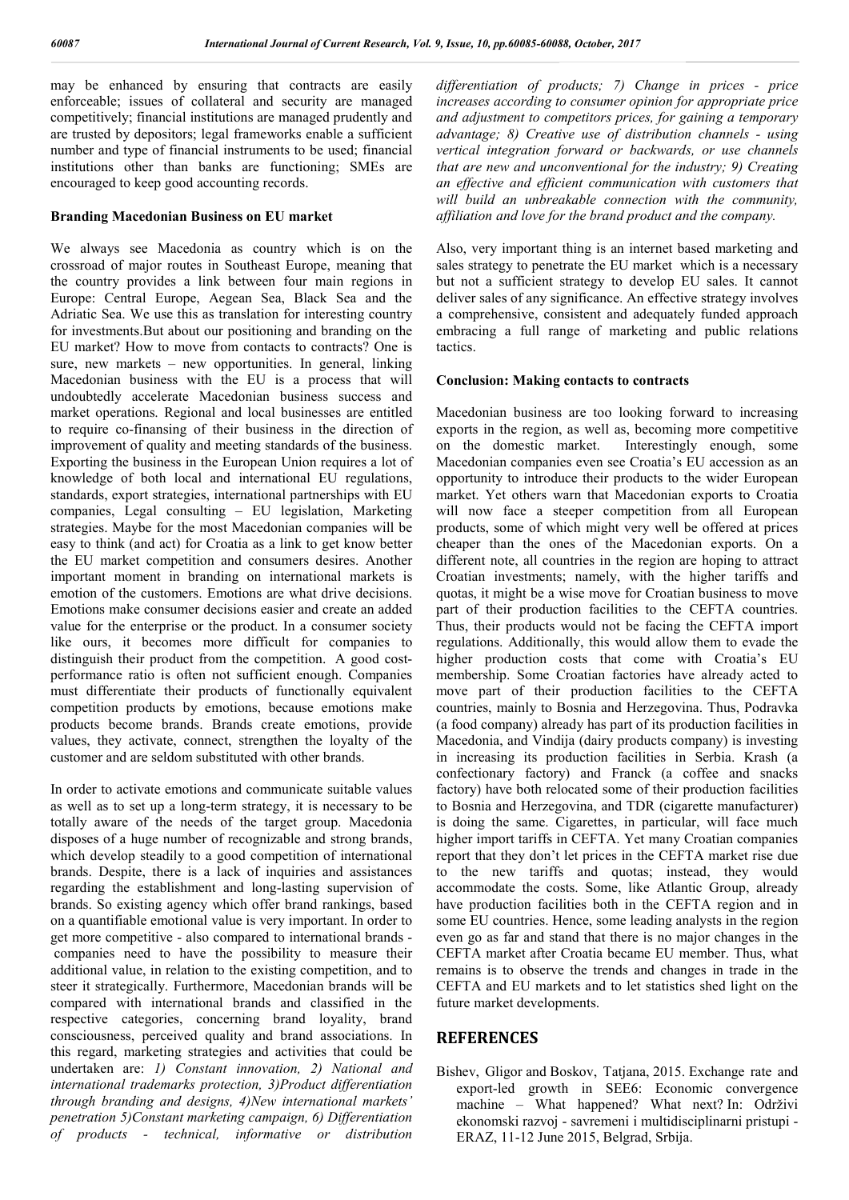may be enhanced by ensuring that contracts are easily enforceable; issues of collateral and security are managed competitively; financial institutions are managed prudently and are trusted by depositors; legal frameworks enable a sufficient number and type of financial instruments to be used; financial institutions other than banks are functioning; SMEs are encouraged to keep good accounting records.

### Branding Macedonian Business on EU market

We always see Macedonia as country which is on the crossroad of major routes in Southeast Europe, meaning that the country provides a link between four main regions in Europe: Central Europe, Aegean Sea, Black Sea and the Adriatic Sea. We use this as translation for interesting country for investments.But about our positioning and branding on the EU market? How to move from contacts to contracts? One is sure, new markets – new opportunities. In general, linking Macedonian business with the EU is a process that will undoubtedly accelerate Macedonian business success and market operations. Regional and local businesses are entitled to require co-finansing of their business in the direction of improvement of quality and meeting standards of the business. Exporting the business in the European Union requires a lot of knowledge of both local and international EU regulations, standards, export strategies, international partnerships with EU companies, Legal consulting – EU legislation, Marketing strategies. Maybe for the most Macedonian companies will be easy to think (and act) for Croatia as a link to get know better the EU market competition and consumers desires. Another important moment in branding on international markets is emotion of the customers. Emotions are what drive decisions. Emotions make consumer decisions easier and create an added value for the enterprise or the product. In a consumer society like ours, it becomes more difficult for companies to distinguish their product from the competition. A good cost-performance ratio is often not sufficient enough. Companies must differentiate their products of functionally equivalent competition products by emotions, because emotions make products become brands. Brands create emotions, provide values, they activate, connect, strengthen the loyalty of the customer and are seldom substituted with other brands.

In order to activate emotions and communicate suitable values as well as to set up a long-term strategy, it is necessary to be totally aware of the needs of the target group. Macedonia disposes of a huge number of recognizable and strong brands, which develop steadily to a good competition of international brands. Despite, there is a lack of inquiries and assistances regarding the establishment and long-lasting supervision of brands. So existing agency which offer brand rankings, based on a quantifiable emotional value is very important. In order to get more competitive - also compared to international brands - companies need to have the possibility to measure their additional value, in relation to the existing competition, and to steer it strategically. Furthermore, Macedonian brands will be compared with international brands and classified in the respective categories, concerning brand loyality, brand consciousness, perceived quality and brand associations. In this regard, marketing strategies and activities that could be undertaken are: *1) Constant innovation, 2) National and international trademarks protection, 3)Product differentiation through branding and designs, 4)New international markets' penetration 5)Constant marketing campaign, 6) Differentiation of products - technical, informative or distribution differentiation of products; 7) Change in prices - price increases according to consumer opinion for appropriate price and adjustment to competitors prices, for gaining a temporary advantage; 8) Creative use of distribution channels - using vertical integration forward or backwards, or use channels that are new and unconventional for the industry; 9) Creating an effective and efficient communication with customers that will build an unbreakable connection with the community, affiliation and love for the brand product and the company.*

Also, very important thing is an internet based marketing and sales strategy to penetrate the EU market which is a necessary but not a sufficient strategy to develop EU sales. It cannot deliver sales of any significance. An effective strategy involves a comprehensive, consistent and adequately funded approach embracing a full range of marketing and public relations tactics.

### Conclusion: Making contacts to contracts

Macedonian business are too looking forward to increasing exports in the region, as well as, becoming more competitive on the domestic market. Interestingly enough, some Macedonian companies even see Croatia's EU accession as an opportunity to introduce their products to the wider European market. Yet others warn that Macedonian exports to Croatia will now face a steeper competition from all European products, some of which might very well be offered at prices cheaper than the ones of the Macedonian exports. On a different note, all countries in the region are hoping to attract Croatian investments; namely, with the higher tariffs and quotas, it might be a wise move for Croatian business to move part of their production facilities to the CEFTA countries. Thus, their products would not be facing the CEFTA import regulations. Additionally, this would allow them to evade the higher production costs that come with Croatia's EU membership. Some Croatian factories have already acted to move part of their production facilities to the CEFTA countries, mainly to Bosnia and Herzegovina. Thus, Podravka (a food company) already has part of its production facilities in Macedonia, and Vindija (dairy products company) is investing in increasing its production facilities in Serbia. Krash (a confectionary factory) and Franck (a coffee and snacks factory) have both relocated some of their production facilities to Bosnia and Herzegovina, and TDR (cigarette manufacturer) is doing the same. Cigarettes, in particular, will face much higher import tariffs in CEFTA. Yet many Croatian companies report that they don't let prices in the CEFTA market rise due to the new tariffs and quotas; instead, they would accommodate the costs. Some, like Atlantic Group, already have production facilities both in the CEFTA region and in some EU countries. Hence, some leading analysts in the region even go as far and stand that there is no major changes in the CEFTA market after Croatia became EU member. Thus, what remains is to observe the trends and changes in trade in the CEFTA and EU markets and to let statistics shed light on the future market developments.

## REFERENCES

Bishev, Gligor and Boskov, Tatjana, 2015. Exchange rate and export-led growth in SEE6: Economic convergence machine – What happened? What next? In: Održivi ekonomski razvoj - savremeni i multidisciplinarni pristupi - ERAZ, 11-12 June 2015, Belgrad, Srbija.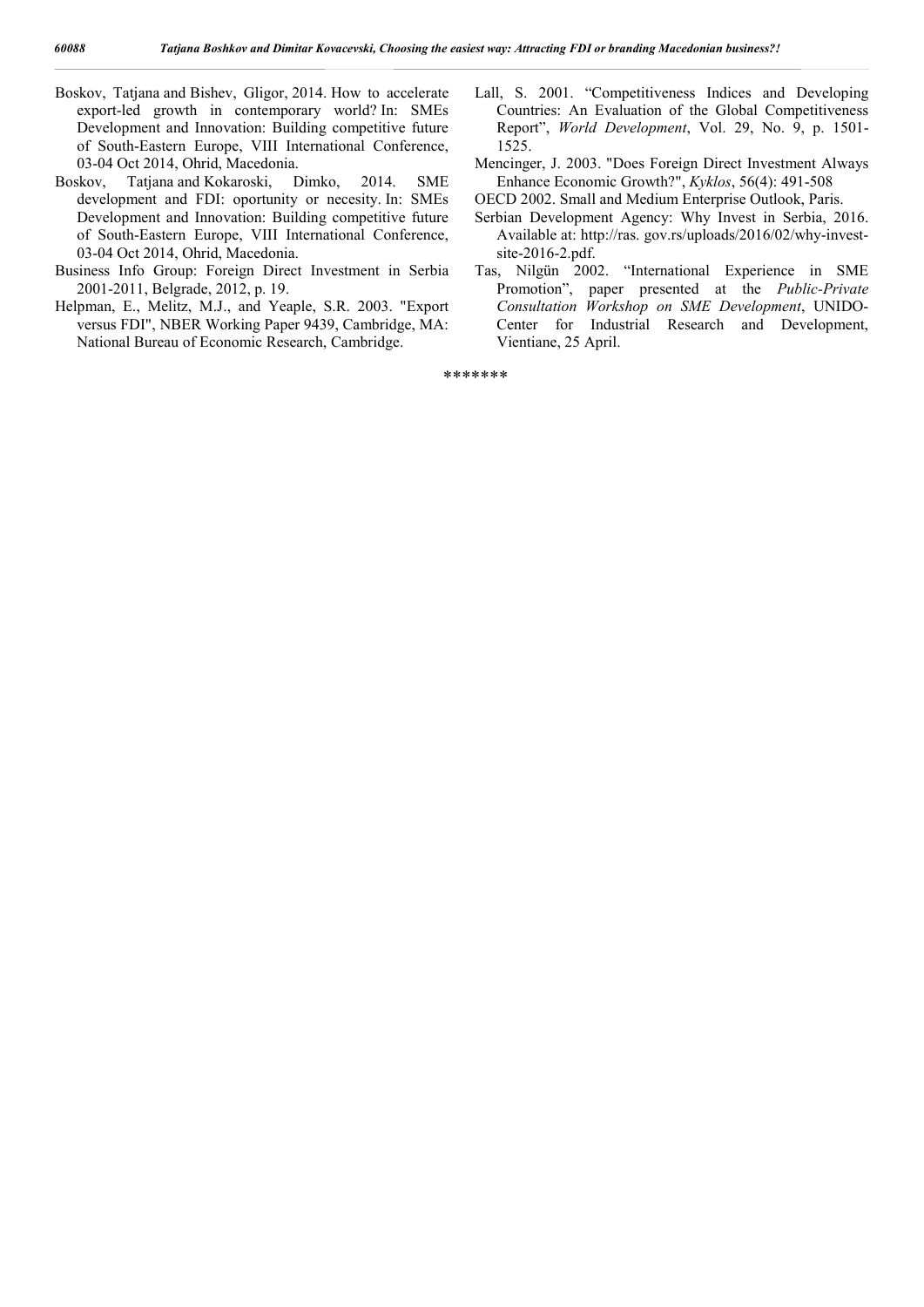Boskov, Tatjana and Bishev, Gligor, 2014. How to accelerate export-led growth in contemporary world? In: SMEs Development and Innovation: Building competitive future of South-Eastern Europe, VIII International Conference, 03-04 Oct 2014, Ohrid, Macedonia.

Boskov, Tatjana and Kokaroski, Dimko, 2014. SME development and FDI: oportunity or necesity. In: SMEs Development and Innovation: Building competitive future of South-Eastern Europe, VIII International Conference, 03-04 Oct 2014, Ohrid, Macedonia.

Business Info Group: Foreign Direct Investment in Serbia 2001-2011, Belgrade, 2012, p. 19.

Helpman, E., Melitz, M.J., and Yeaple, S.R. 2003. "Export versus FDI", NBER Working Paper 9439, Cambridge, MA: National Bureau of Economic Research, Cambridge.

Lall, S. 2001. "Competitiveness Indices and Developing Countries: An Evaluation of the Global Competitiveness Report", *World Development*, Vol. 29, No. 9, p. 1501-1525.

Mencinger, J. 2003. "Does Foreign Direct Investment Always Enhance Economic Growth?", *Kyklos*, 56(4): 491-508

OECD 2002. Small and Medium Enterprise Outlook, Paris.

Serbian Development Agency: Why Invest in Serbia, 2016. Available at: http://ras. gov.rs/uploads/2016/02/why-invest-site-2016-2.pdf.

Tas, Nilgün 2002. "International Experience in SME Promotion", paper presented at the *Public-Private Consultation Workshop on SME Development*, UNIDO-Center for Industrial Research and Development, Vientiane, 25 April.

*******